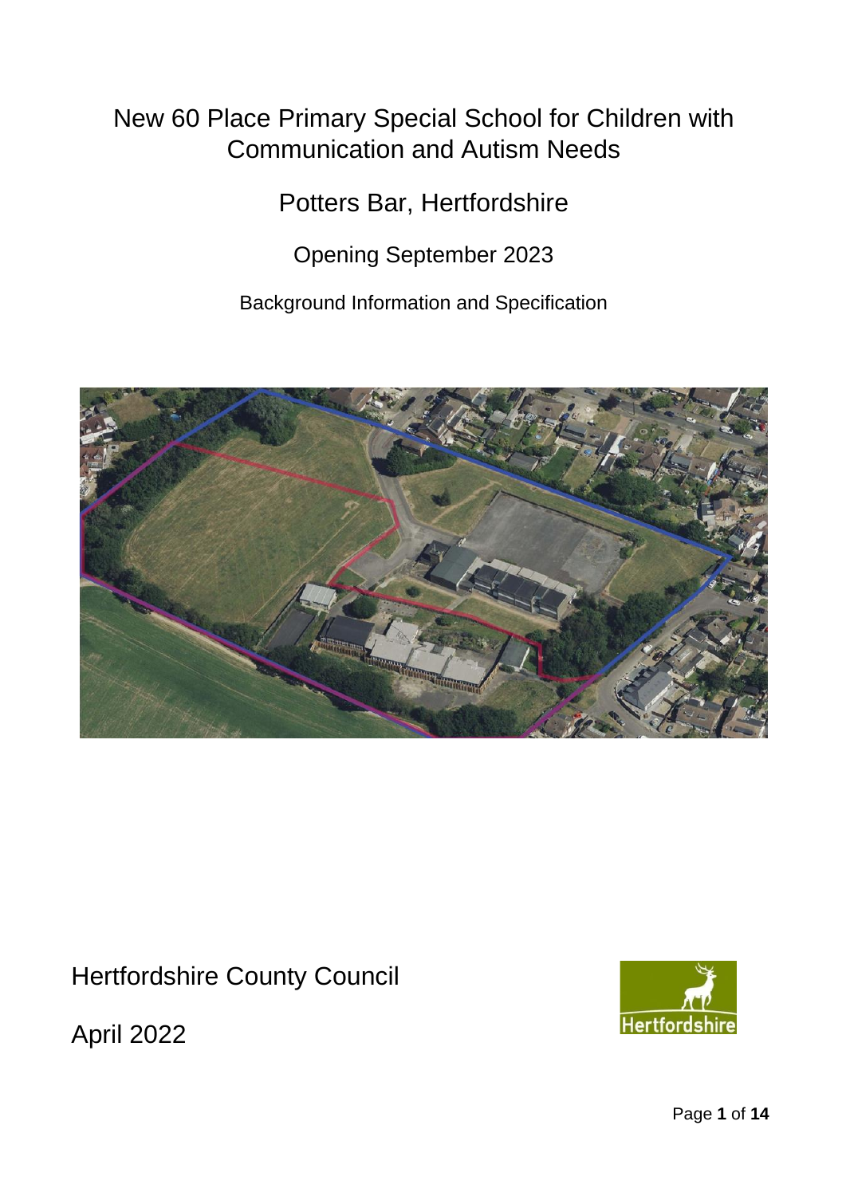# New 60 Place Primary Special School for Children with Communication and Autism Needs

## Potters Bar, Hertfordshire

### Opening September 2023

Background Information and Specification

Hertfordshire County Council

April 2022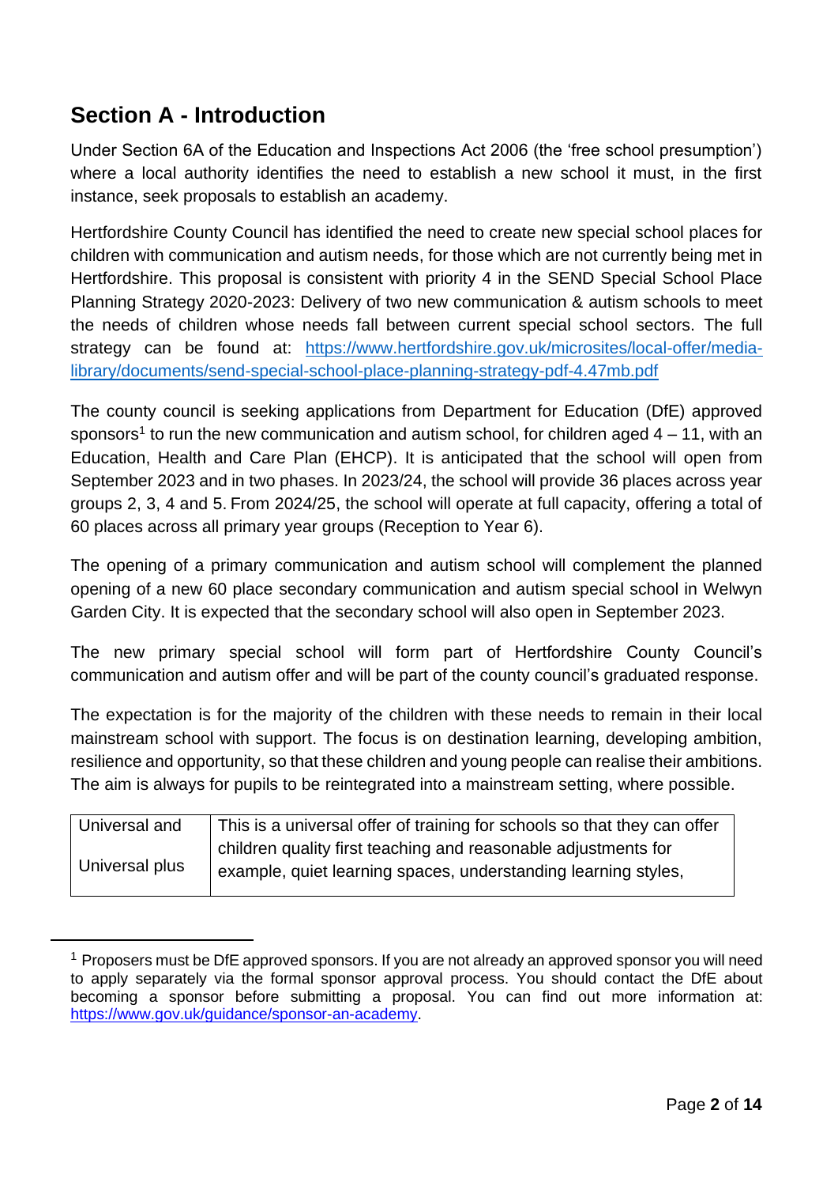## Section A - Introduction

Under Section 6A of the Education and Inspections Act 2006 (the 'free school presumption') where a local authority identifies the need to establish a new school it must, in the first instance, seek proposals to establish an academy.

Hertfordshire County Council has identified the need to create new special school places for children with communication and autism needs, for those which are not currently being met in Hertfordshire. This proposal is consistent with priority 4 in the SEND Special School Place Planning Strategy 2020-2023: Delivery of two new communication & autism schools to meet the needs of children whose needs fall between current special school sectors. The full strategy can be found at: [https://www.hertfordshire.gov.uk/microsites/local-offer/media-library/documents/send-special-school-place-planning-strategy-pdf-4.47mb.pdf](https://www.hertfordshire.gov.uk/microsites/local-offer/media-library/documents/send-special-school-place-planning-strategy-pdf-4.47mb.pdf)

The county council is seeking applications from Department for Education (DfE) approved sponsors[1] to run the new communication and autism school, for children aged 4 – 11, with an Education, Health and Care Plan (EHCP). It is anticipated that the school will open from September 2023 and in two phases. In 2023/24, the school will provide 36 places across year groups 2, 3, 4 and 5. From 2024/25, the school will operate at full capacity, offering a total of 60 places across all primary year groups (Reception to Year 6).

The opening of a primary communication and autism school will complement the planned opening of a new 60 place secondary communication and autism special school in Welwyn Garden City. It is expected that the secondary school will also open in September 2023.

The new primary special school will form part of Hertfordshire County Council's communication and autism offer and will be part of the county council's graduated response.

The expectation is for the majority of the children with these needs to remain in their local mainstream school with support. The focus is on destination learning, developing ambition, resilience and opportunity, so that these children and young people can realise their ambitions. The aim is always for pupils to be reintegrated into a mainstream setting, where possible.

| Universal and Universal plus | This is a universal offer of training for schools so that they can offer children quality first teaching and reasonable adjustments for example, quiet learning spaces, understanding learning styles, |
|---|---|

[1] Proposers must be DfE approved sponsors. If you are not already an approved sponsor you will need to apply separately via the formal sponsor approval process. You should contact the DfE about becoming a sponsor before submitting a proposal. You can find out more information at: [https://www.gov.uk/guidance/sponsor-an-academy](https://www.gov.uk/guidance/sponsor-an-academy).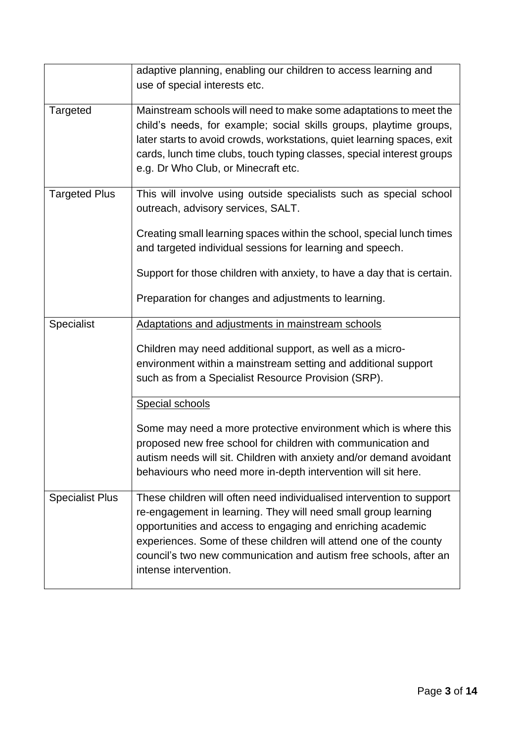| | |
|---|---|
| | adaptive planning, enabling our children to access learning and use of special interests etc. |
| Targeted | Mainstream schools will need to make some adaptations to meet the child's needs, for example; social skills groups, playtime groups, later starts to avoid crowds, workstations, quiet learning spaces, exit cards, lunch time clubs, touch typing classes, special interest groups e.g. Dr Who Club, or Minecraft etc. |
| Targeted Plus | This will involve using outside specialists such as special school outreach, advisory services, SALT.<br><br>Creating small learning spaces within the school, special lunch times and targeted individual sessions for learning and speech.<br><br>Support for those children with anxiety, to have a day that is certain.<br><br>Preparation for changes and adjustments to learning. |
| Specialist | <u>Adaptations and adjustments in mainstream schools</u><br><br>Children may need additional support, as well as a micro-environment within a mainstream setting and additional support such as from a Specialist Resource Provision (SRP). |
| | <u>Special schools</u><br><br>Some may need a more protective environment which is where this proposed new free school for children with communication and autism needs will sit. Children with anxiety and/or demand avoidant behaviours who need more in-depth intervention will sit here. |
| Specialist Plus | These children will often need individualised intervention to support re-engagement in learning. They will need small group learning opportunities and access to engaging and enriching academic experiences. Some of these children will attend one of the county council's two new communication and autism free schools, after an intense intervention. |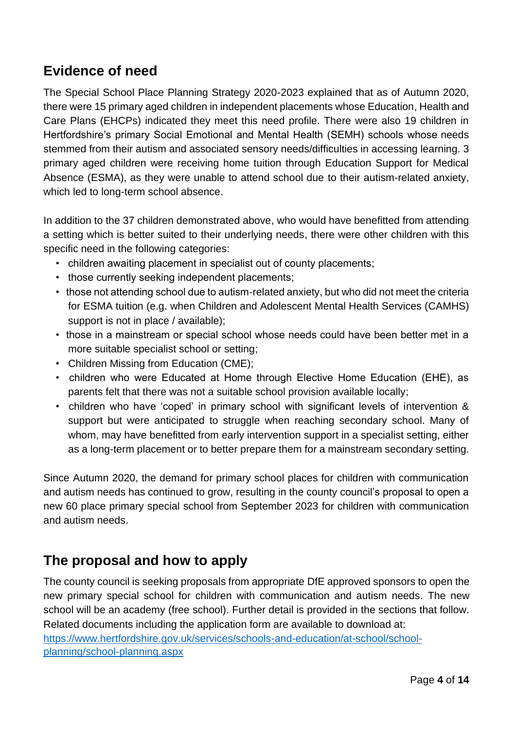## Evidence of need

The Special School Place Planning Strategy 2020-2023 explained that as of Autumn 2020, there were 15 primary aged children in independent placements whose Education, Health and Care Plans (EHCPs) indicated they meet this need profile. There were also 19 children in Hertfordshire's primary Social Emotional and Mental Health (SEMH) schools whose needs stemmed from their autism and associated sensory needs/difficulties in accessing learning. 3 primary aged children were receiving home tuition through Education Support for Medical Absence (ESMA), as they were unable to attend school due to their autism-related anxiety, which led to long-term school absence.

In addition to the 37 children demonstrated above, who would have benefitted from attending a setting which is better suited to their underlying needs, there were other children with this specific need in the following categories:

- children awaiting placement in specialist out of county placements;
- those currently seeking independent placements;
- those not attending school due to autism-related anxiety, but who did not meet the criteria for ESMA tuition (e.g. when Children and Adolescent Mental Health Services (CAMHS) support is not in place / available);
- those in a mainstream or special school whose needs could have been better met in a more suitable specialist school or setting;
- Children Missing from Education (CME);
- children who were Educated at Home through Elective Home Education (EHE), as parents felt that there was not a suitable school provision available locally;
- children who have 'coped' in primary school with significant levels of intervention & support but were anticipated to struggle when reaching secondary school. Many of whom, may have benefitted from early intervention support in a specialist setting, either as a long-term placement or to better prepare them for a mainstream secondary setting.

Since Autumn 2020, the demand for primary school places for children with communication and autism needs has continued to grow, resulting in the county council's proposal to open a new 60 place primary special school from September 2023 for children with communication and autism needs.

## The proposal and how to apply

The county council is seeking proposals from appropriate DfE approved sponsors to open the new primary special school for children with communication and autism needs. The new school will be an academy (free school). Further detail is provided in the sections that follow. Related documents including the application form are available to download at: [https://www.hertfordshire.gov.uk/services/schools-and-education/at-school/school-planning/school-planning.aspx](https://www.hertfordshire.gov.uk/services/schools-and-education/at-school/school-planning/school-planning.aspx)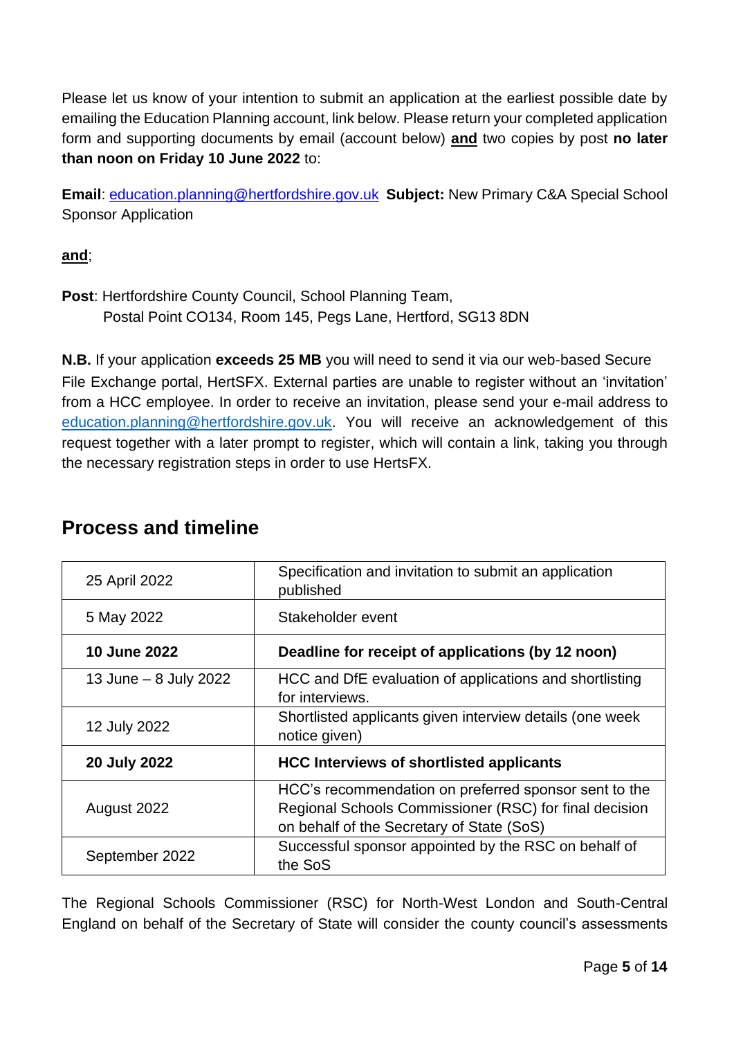Please let us know of your intention to submit an application at the earliest possible date by emailing the Education Planning account, link below. Please return your completed application form and supporting documents by email (account below) **and** two copies by post **no later than noon on Friday 10 June 2022** to:

**Email**: education.planning@hertfordshire.gov.uk **Subject:** New Primary C&A Special School Sponsor Application

**and**;

**Post**: Hertfordshire County Council, School Planning Team,
Postal Point CO134, Room 145, Pegs Lane, Hertford, SG13 8DN

**N.B.** If your application **exceeds 25 MB** you will need to send it via our web-based Secure File Exchange portal, HertSFX. External parties are unable to register without an 'invitation' from a HCC employee. In order to receive an invitation, please send your e-mail address to education.planning@hertfordshire.gov.uk. You will receive an acknowledgement of this request together with a later prompt to register, which will contain a link, taking you through the necessary registration steps in order to use HertsFX.

## Process and timeline

| | |
|---|---|
| 25 April 2022 | Specification and invitation to submit an application published |
| 5 May 2022 | Stakeholder event |
| **10 June 2022** | **Deadline for receipt of applications (by 12 noon)** |
| 13 June – 8 July 2022 | HCC and DfE evaluation of applications and shortlisting for interviews. |
| 12 July 2022 | Shortlisted applicants given interview details (one week notice given) |
| **20 July 2022** | **HCC Interviews of shortlisted applicants** |
| August 2022 | HCC's recommendation on preferred sponsor sent to the Regional Schools Commissioner (RSC) for final decision on behalf of the Secretary of State (SoS) |
| September 2022 | Successful sponsor appointed by the RSC on behalf of the SoS |

The Regional Schools Commissioner (RSC) for North-West London and South-Central England on behalf of the Secretary of State will consider the county council's assessments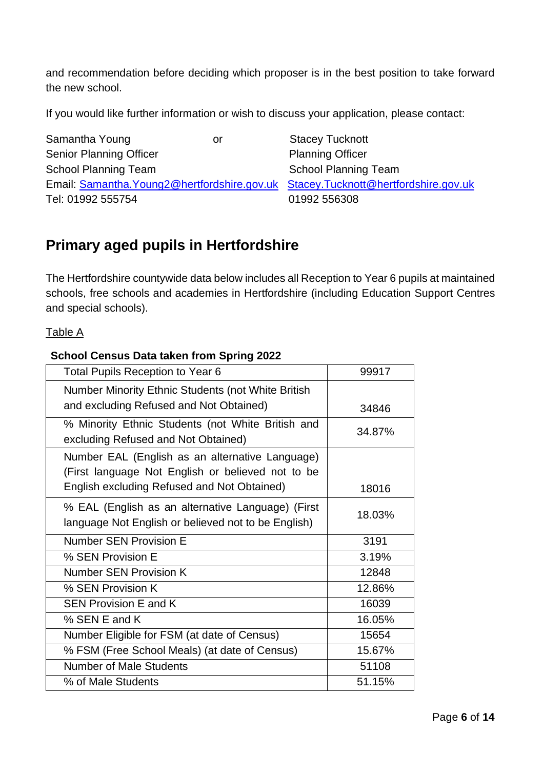and recommendation before deciding which proposer is in the best position to take forward the new school.

If you would like further information or wish to discuss your application, please contact:

| Samantha Young | or | Stacey Tucknott |
|---|---|---|
| Senior Planning Officer | | Planning Officer |
| School Planning Team | | School Planning Team |
| Email: Samantha.Young2@hertfordshire.gov.uk | | Stacey.Tucknott@hertfordshire.gov.uk |
| Tel: 01992 555754 | | 01992 556308 |

## Primary aged pupils in Hertfordshire

The Hertfordshire countywide data below includes all Reception to Year 6 pupils at maintained schools, free schools and academies in Hertfordshire (including Education Support Centres and special schools).

Table A

**School Census Data taken from Spring 2022**

| | |
|---|---|
| Total Pupils Reception to Year 6 | 99917 |
| Number Minority Ethnic Students (not White British and excluding Refused and Not Obtained) | 34846 |
| % Minority Ethnic Students (not White British and excluding Refused and Not Obtained) | 34.87% |
| Number EAL (English as an alternative Language) (First language Not English or believed not to be English excluding Refused and Not Obtained) | 18016 |
| % EAL (English as an alternative Language) (First language Not English or believed not to be English) | 18.03% |
| Number SEN Provision E | 3191 |
| % SEN Provision E | 3.19% |
| Number SEN Provision K | 12848 |
| % SEN Provision K | 12.86% |
| SEN Provision E and K | 16039 |
| % SEN E and K | 16.05% |
| Number Eligible for FSM (at date of Census) | 15654 |
| % FSM (Free School Meals) (at date of Census) | 15.67% |
| Number of Male Students | 51108 |
| % of Male Students | 51.15% |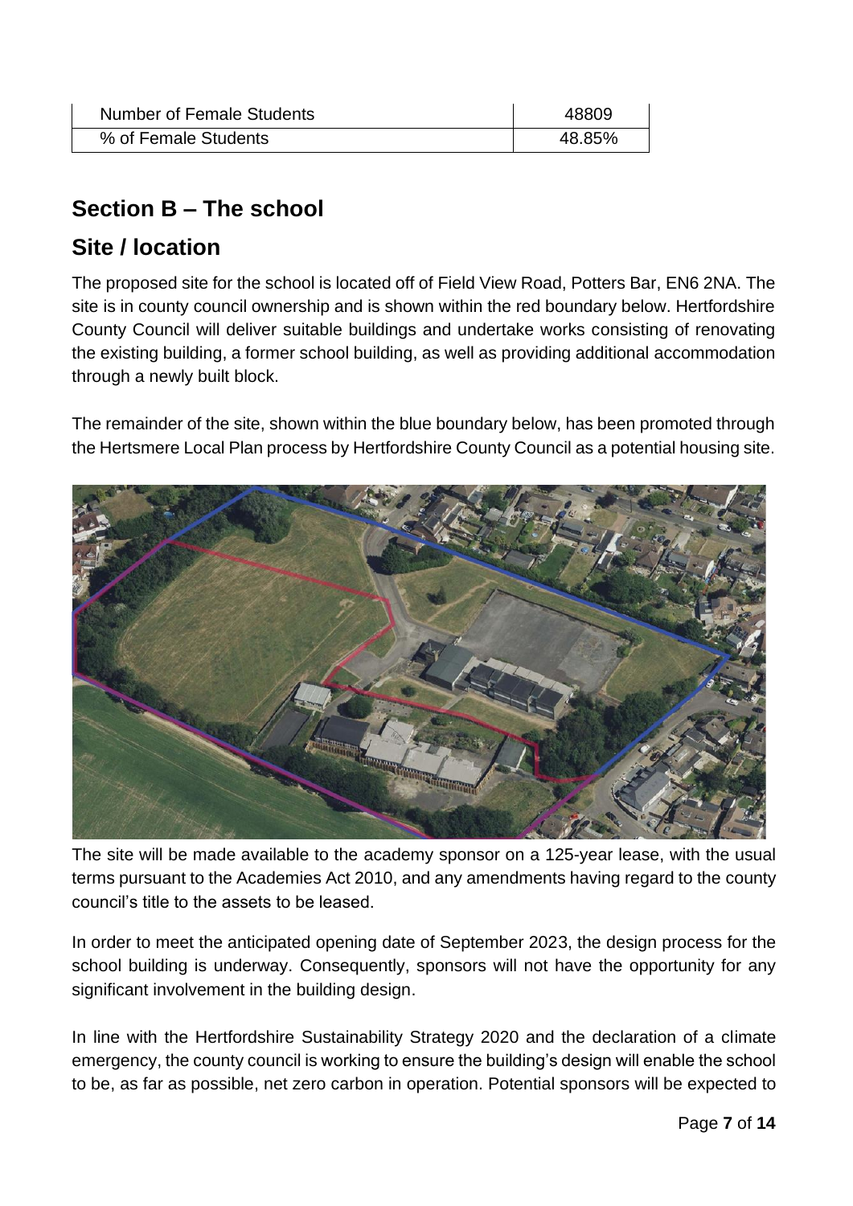| Number of Female Students | 48809 |
| --- | --- |
| % of Female Students | 48.85% |

## Section B – The school

## Site / location

The proposed site for the school is located off of Field View Road, Potters Bar, EN6 2NA. The site is in county council ownership and is shown within the red boundary below. Hertfordshire County Council will deliver suitable buildings and undertake works consisting of renovating the existing building, a former school building, as well as providing additional accommodation through a newly built block.

The remainder of the site, shown within the blue boundary below, has been promoted through the Hertsmere Local Plan process by Hertfordshire County Council as a potential housing site.

The site will be made available to the academy sponsor on a 125-year lease, with the usual terms pursuant to the Academies Act 2010, and any amendments having regard to the county council's title to the assets to be leased.

In order to meet the anticipated opening date of September 2023, the design process for the school building is underway. Consequently, sponsors will not have the opportunity for any significant involvement in the building design.

In line with the Hertfordshire Sustainability Strategy 2020 and the declaration of a climate emergency, the county council is working to ensure the building's design will enable the school to be, as far as possible, net zero carbon in operation. Potential sponsors will be expected to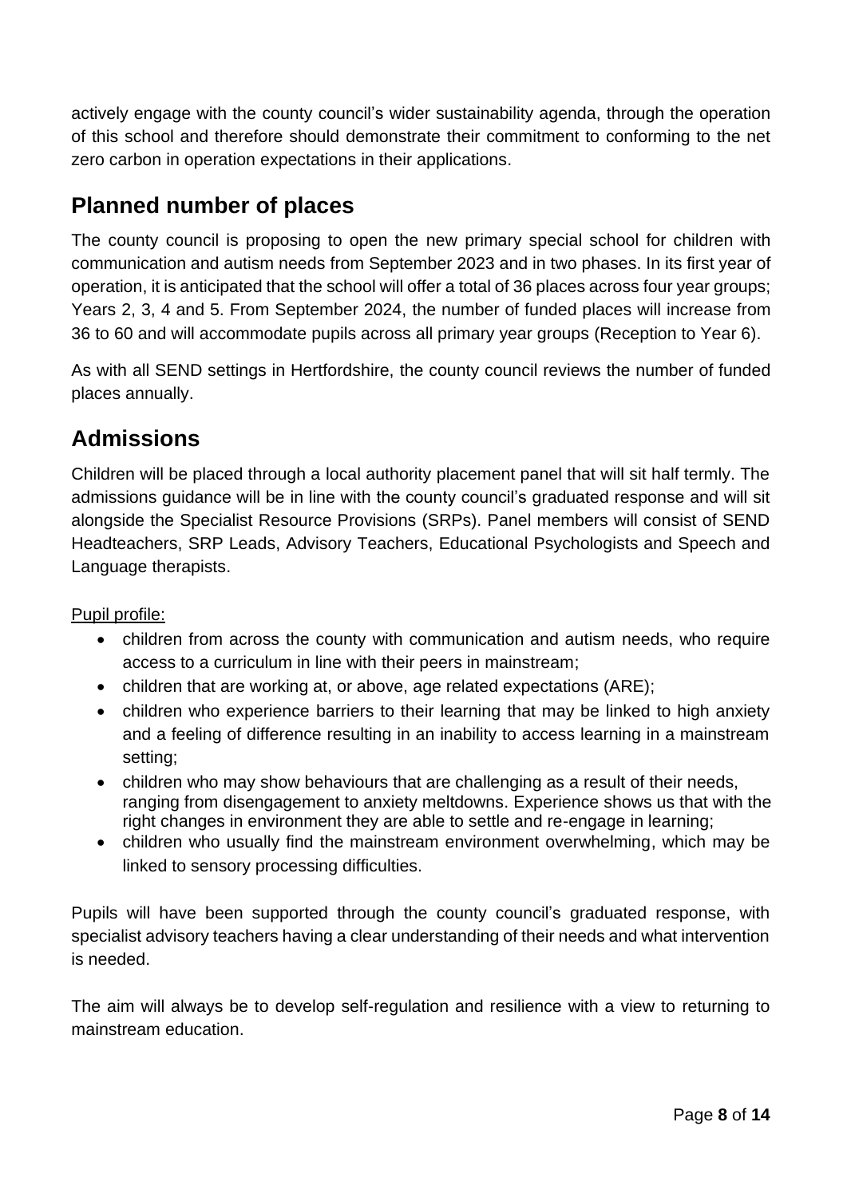actively engage with the county council's wider sustainability agenda, through the operation of this school and therefore should demonstrate their commitment to conforming to the net zero carbon in operation expectations in their applications.

## Planned number of places

The county council is proposing to open the new primary special school for children with communication and autism needs from September 2023 and in two phases. In its first year of operation, it is anticipated that the school will offer a total of 36 places across four year groups; Years 2, 3, 4 and 5. From September 2024, the number of funded places will increase from 36 to 60 and will accommodate pupils across all primary year groups (Reception to Year 6).

As with all SEND settings in Hertfordshire, the county council reviews the number of funded places annually.

## Admissions

Children will be placed through a local authority placement panel that will sit half termly. The admissions guidance will be in line with the county council's graduated response and will sit alongside the Specialist Resource Provisions (SRPs). Panel members will consist of SEND Headteachers, SRP Leads, Advisory Teachers, Educational Psychologists and Speech and Language therapists.

Pupil profile:

- children from across the county with communication and autism needs, who require access to a curriculum in line with their peers in mainstream;
- children that are working at, or above, age related expectations (ARE);
- children who experience barriers to their learning that may be linked to high anxiety and a feeling of difference resulting in an inability to access learning in a mainstream setting;
- children who may show behaviours that are challenging as a result of their needs, ranging from disengagement to anxiety meltdowns. Experience shows us that with the right changes in environment they are able to settle and re-engage in learning;
- children who usually find the mainstream environment overwhelming, which may be linked to sensory processing difficulties.

Pupils will have been supported through the county council's graduated response, with specialist advisory teachers having a clear understanding of their needs and what intervention is needed.

The aim will always be to develop self-regulation and resilience with a view to returning to mainstream education.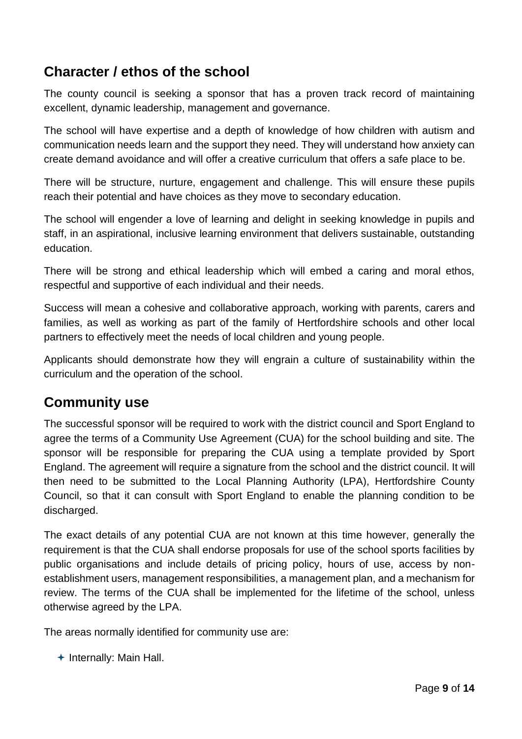## Character / ethos of the school

The county council is seeking a sponsor that has a proven track record of maintaining excellent, dynamic leadership, management and governance.

The school will have expertise and a depth of knowledge of how children with autism and communication needs learn and the support they need. They will understand how anxiety can create demand avoidance and will offer a creative curriculum that offers a safe place to be.

There will be structure, nurture, engagement and challenge. This will ensure these pupils reach their potential and have choices as they move to secondary education.

The school will engender a love of learning and delight in seeking knowledge in pupils and staff, in an aspirational, inclusive learning environment that delivers sustainable, outstanding education.

There will be strong and ethical leadership which will embed a caring and moral ethos, respectful and supportive of each individual and their needs.

Success will mean a cohesive and collaborative approach, working with parents, carers and families, as well as working as part of the family of Hertfordshire schools and other local partners to effectively meet the needs of local children and young people.

Applicants should demonstrate how they will engrain a culture of sustainability within the curriculum and the operation of the school.

## Community use

The successful sponsor will be required to work with the district council and Sport England to agree the terms of a Community Use Agreement (CUA) for the school building and site. The sponsor will be responsible for preparing the CUA using a template provided by Sport England. The agreement will require a signature from the school and the district council. It will then need to be submitted to the Local Planning Authority (LPA), Hertfordshire County Council, so that it can consult with Sport England to enable the planning condition to be discharged.

The exact details of any potential CUA are not known at this time however, generally the requirement is that the CUA shall endorse proposals for use of the school sports facilities by public organisations and include details of pricing policy, hours of use, access by non-establishment users, management responsibilities, a management plan, and a mechanism for review. The terms of the CUA shall be implemented for the lifetime of the school, unless otherwise agreed by the LPA.

The areas normally identified for community use are:

- Internally: Main Hall.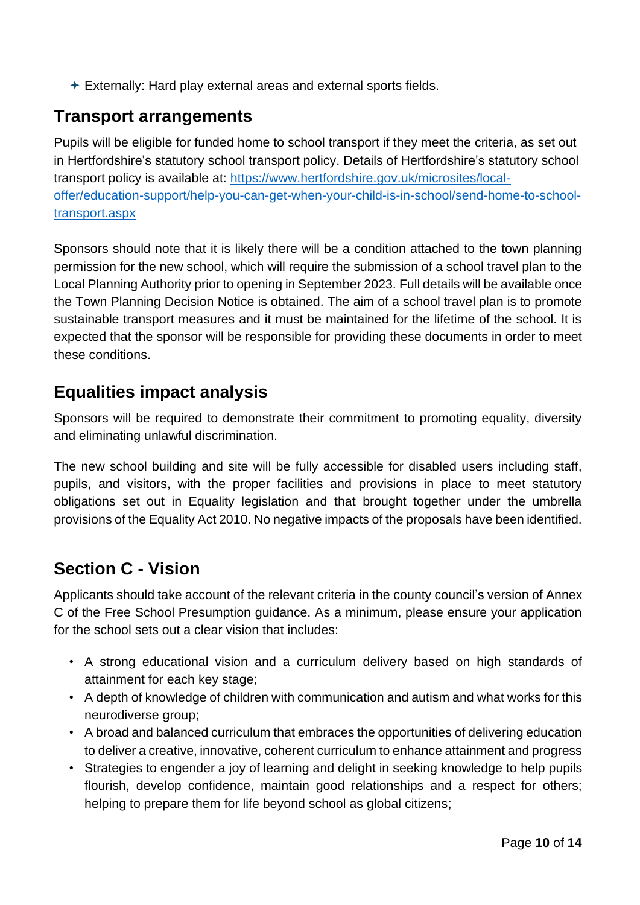- Externally: Hard play external areas and external sports fields.

## Transport arrangements

Pupils will be eligible for funded home to school transport if they meet the criteria, as set out in Hertfordshire's statutory school transport policy. Details of Hertfordshire's statutory school transport policy is available at: [https://www.hertfordshire.gov.uk/microsites/local-offer/education-support/help-you-can-get-when-your-child-is-in-school/send-home-to-school-transport.aspx](https://www.hertfordshire.gov.uk/microsites/local-offer/education-support/help-you-can-get-when-your-child-is-in-school/send-home-to-school-transport.aspx)

Sponsors should note that it is likely there will be a condition attached to the town planning permission for the new school, which will require the submission of a school travel plan to the Local Planning Authority prior to opening in September 2023. Full details will be available once the Town Planning Decision Notice is obtained. The aim of a school travel plan is to promote sustainable transport measures and it must be maintained for the lifetime of the school. It is expected that the sponsor will be responsible for providing these documents in order to meet these conditions.

## Equalities impact analysis

Sponsors will be required to demonstrate their commitment to promoting equality, diversity and eliminating unlawful discrimination.

The new school building and site will be fully accessible for disabled users including staff, pupils, and visitors, with the proper facilities and provisions in place to meet statutory obligations set out in Equality legislation and that brought together under the umbrella provisions of the Equality Act 2010. No negative impacts of the proposals have been identified.

## Section C - Vision

Applicants should take account of the relevant criteria in the county council's version of Annex C of the Free School Presumption guidance. As a minimum, please ensure your application for the school sets out a clear vision that includes:

- A strong educational vision and a curriculum delivery based on high standards of attainment for each key stage;
- A depth of knowledge of children with communication and autism and what works for this neurodiverse group;
- A broad and balanced curriculum that embraces the opportunities of delivering education to deliver a creative, innovative, coherent curriculum to enhance attainment and progress
- Strategies to engender a joy of learning and delight in seeking knowledge to help pupils flourish, develop confidence, maintain good relationships and a respect for others; helping to prepare them for life beyond school as global citizens;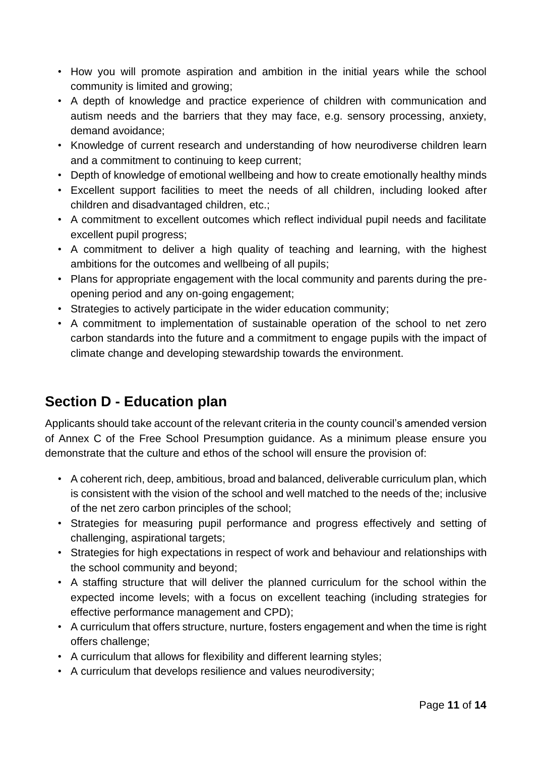- How you will promote aspiration and ambition in the initial years while the school community is limited and growing;
- A depth of knowledge and practice experience of children with communication and autism needs and the barriers that they may face, e.g. sensory processing, anxiety, demand avoidance;
- Knowledge of current research and understanding of how neurodiverse children learn and a commitment to continuing to keep current;
- Depth of knowledge of emotional wellbeing and how to create emotionally healthy minds
- Excellent support facilities to meet the needs of all children, including looked after children and disadvantaged children, etc.;
- A commitment to excellent outcomes which reflect individual pupil needs and facilitate excellent pupil progress;
- A commitment to deliver a high quality of teaching and learning, with the highest ambitions for the outcomes and wellbeing of all pupils;
- Plans for appropriate engagement with the local community and parents during the pre-opening period and any on-going engagement;
- Strategies to actively participate in the wider education community;
- A commitment to implementation of sustainable operation of the school to net zero carbon standards into the future and a commitment to engage pupils with the impact of climate change and developing stewardship towards the environment.

## Section D - Education plan

Applicants should take account of the relevant criteria in the county council's amended version of Annex C of the Free School Presumption guidance. As a minimum please ensure you demonstrate that the culture and ethos of the school will ensure the provision of:

- A coherent rich, deep, ambitious, broad and balanced, deliverable curriculum plan, which is consistent with the vision of the school and well matched to the needs of the; inclusive of the net zero carbon principles of the school;
- Strategies for measuring pupil performance and progress effectively and setting of challenging, aspirational targets;
- Strategies for high expectations in respect of work and behaviour and relationships with the school community and beyond;
- A staffing structure that will deliver the planned curriculum for the school within the expected income levels; with a focus on excellent teaching (including strategies for effective performance management and CPD);
- A curriculum that offers structure, nurture, fosters engagement and when the time is right offers challenge;
- A curriculum that allows for flexibility and different learning styles;
- A curriculum that develops resilience and values neurodiversity;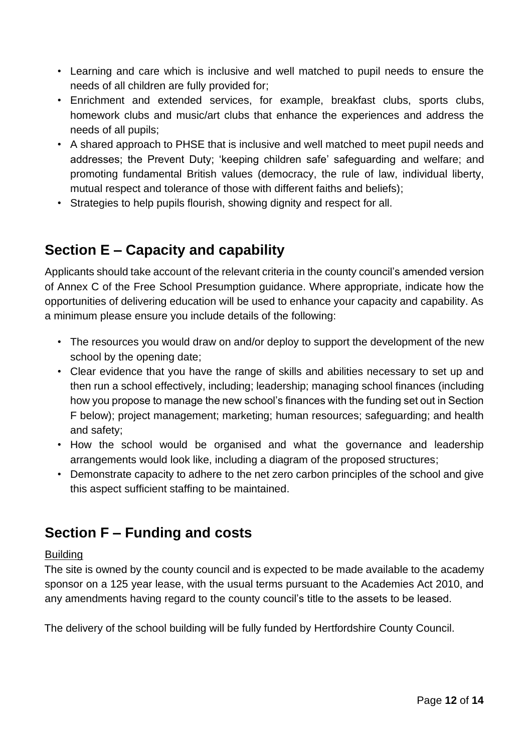- Learning and care which is inclusive and well matched to pupil needs to ensure the needs of all children are fully provided for;
- Enrichment and extended services, for example, breakfast clubs, sports clubs, homework clubs and music/art clubs that enhance the experiences and address the needs of all pupils;
- A shared approach to PHSE that is inclusive and well matched to meet pupil needs and addresses; the Prevent Duty; 'keeping children safe' safeguarding and welfare; and promoting fundamental British values (democracy, the rule of law, individual liberty, mutual respect and tolerance of those with different faiths and beliefs);
- Strategies to help pupils flourish, showing dignity and respect for all.

## Section E – Capacity and capability

Applicants should take account of the relevant criteria in the county council's amended version of Annex C of the Free School Presumption guidance. Where appropriate, indicate how the opportunities of delivering education will be used to enhance your capacity and capability. As a minimum please ensure you include details of the following:

- The resources you would draw on and/or deploy to support the development of the new school by the opening date;
- Clear evidence that you have the range of skills and abilities necessary to set up and then run a school effectively, including; leadership; managing school finances (including how you propose to manage the new school's finances with the funding set out in Section F below); project management; marketing; human resources; safeguarding; and health and safety;
- How the school would be organised and what the governance and leadership arrangements would look like, including a diagram of the proposed structures;
- Demonstrate capacity to adhere to the net zero carbon principles of the school and give this aspect sufficient staffing to be maintained.

## Section F – Funding and costs

<u>Building</u>

The site is owned by the county council and is expected to be made available to the academy sponsor on a 125 year lease, with the usual terms pursuant to the Academies Act 2010, and any amendments having regard to the county council's title to the assets to be leased.

The delivery of the school building will be fully funded by Hertfordshire County Council.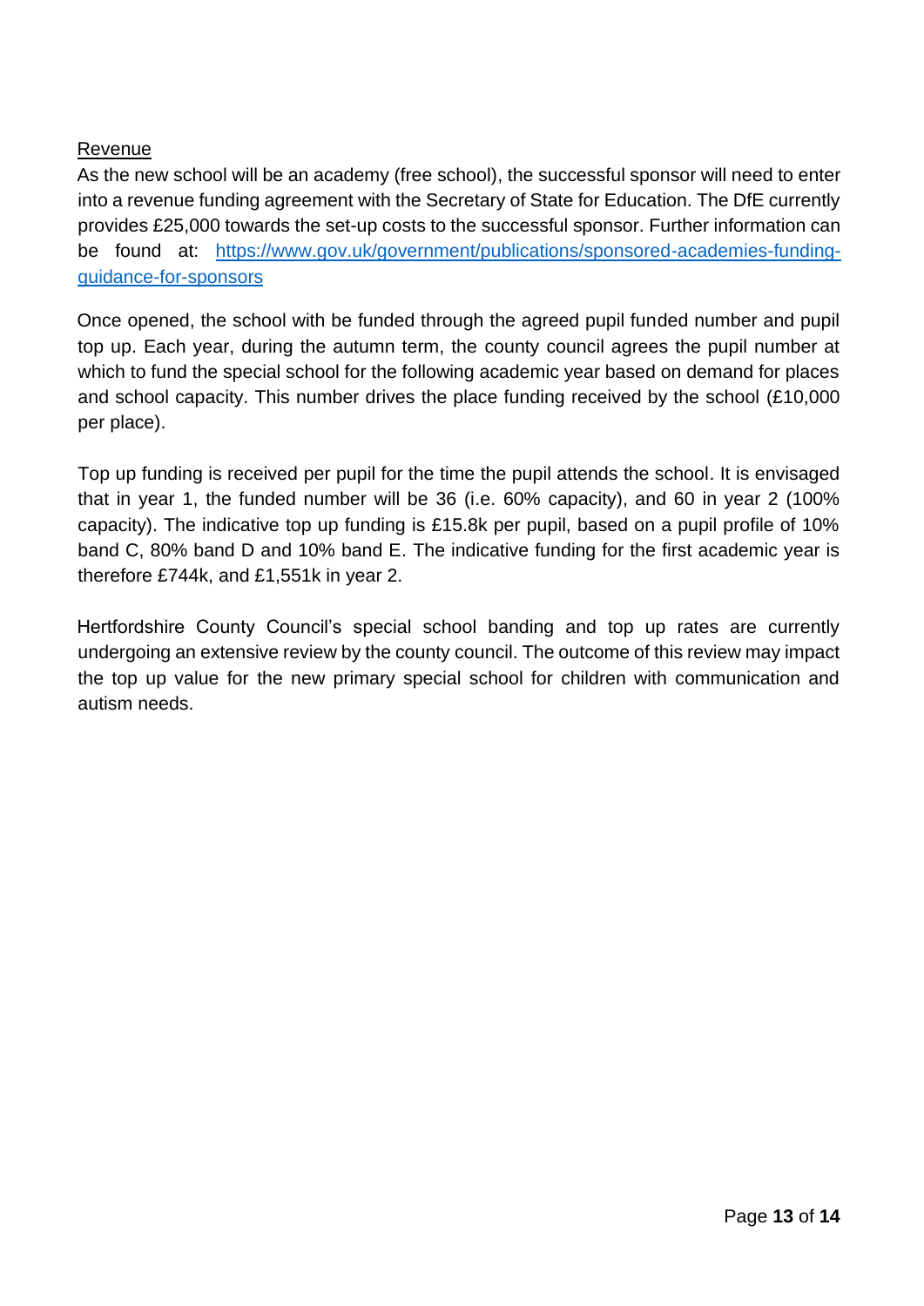<u>Revenue</u>

As the new school will be an academy (free school), the successful sponsor will need to enter into a revenue funding agreement with the Secretary of State for Education. The DfE currently provides £25,000 towards the set-up costs to the successful sponsor. Further information can be found at: [https://www.gov.uk/government/publications/sponsored-academies-funding-guidance-for-sponsors](https://www.gov.uk/government/publications/sponsored-academies-funding-guidance-for-sponsors)

Once opened, the school with be funded through the agreed pupil funded number and pupil top up. Each year, during the autumn term, the county council agrees the pupil number at which to fund the special school for the following academic year based on demand for places and school capacity. This number drives the place funding received by the school (£10,000 per place).

Top up funding is received per pupil for the time the pupil attends the school. It is envisaged that in year 1, the funded number will be 36 (i.e. 60% capacity), and 60 in year 2 (100% capacity). The indicative top up funding is £15.8k per pupil, based on a pupil profile of 10% band C, 80% band D and 10% band E. The indicative funding for the first academic year is therefore £744k, and £1,551k in year 2.

Hertfordshire County Council's special school banding and top up rates are currently undergoing an extensive review by the county council. The outcome of this review may impact the top up value for the new primary special school for children with communication and autism needs.